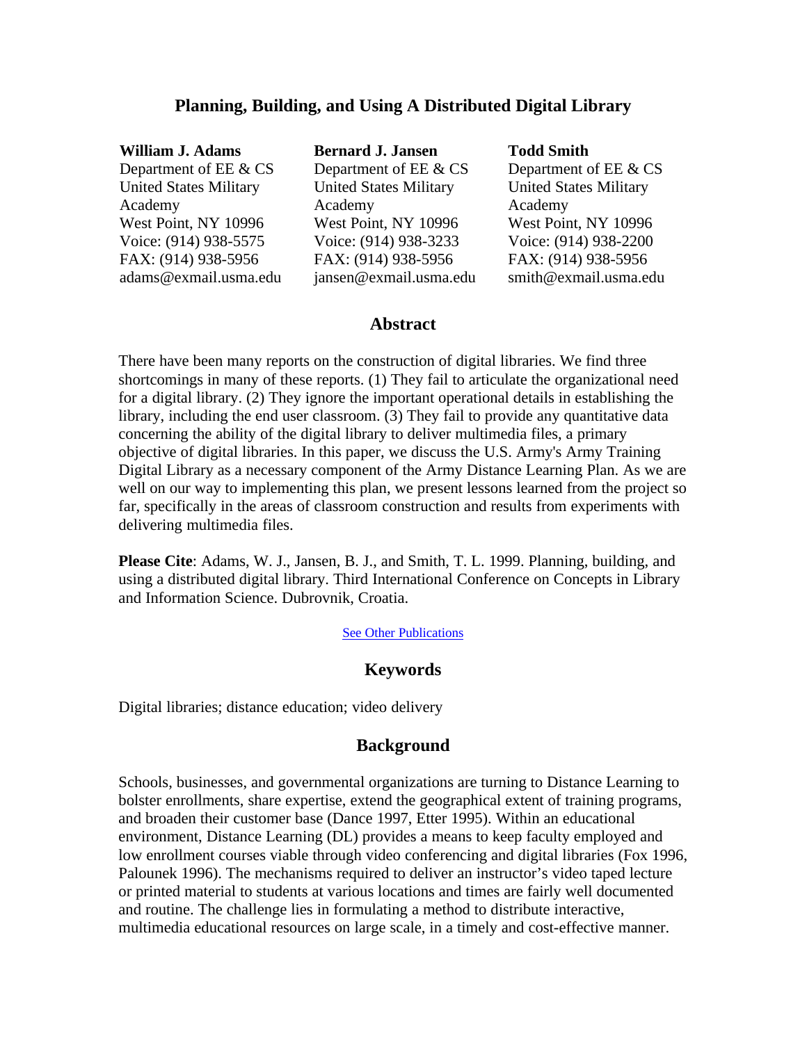# Planning, Building, and Using A Distributed Digital Library

**William J. Adams**
Department of EE & CS
United States Military Academy
West Point, NY 10996
Voice: (914) 938-5575
FAX: (914) 938-5956
adams@exmail.usma.edu

**Bernard J. Jansen**
Department of EE & CS
United States Military Academy
West Point, NY 10996
Voice: (914) 938-3233
FAX: (914) 938-5956
jansen@exmail.usma.edu

**Todd Smith**
Department of EE & CS
United States Military Academy
West Point, NY 10996
Voice: (914) 938-2200
FAX: (914) 938-5956
smith@exmail.usma.edu

## Abstract

There have been many reports on the construction of digital libraries. We find three shortcomings in many of these reports. (1) They fail to articulate the organizational need for a digital library. (2) They ignore the important operational details in establishing the library, including the end user classroom. (3) They fail to provide any quantitative data concerning the ability of the digital library to deliver multimedia files, a primary objective of digital libraries. In this paper, we discuss the U.S. Army's Army Training Digital Library as a necessary component of the Army Distance Learning Plan. As we are well on our way to implementing this plan, we present lessons learned from the project so far, specifically in the areas of classroom construction and results from experiments with delivering multimedia files.

**Please Cite**: Adams, W. J., Jansen, B. J., and Smith, T. L. 1999. Planning, building, and using a distributed digital library. Third International Conference on Concepts in Library and Information Science. Dubrovnik, Croatia.

See Other Publications

## Keywords

Digital libraries; distance education; video delivery

## Background

Schools, businesses, and governmental organizations are turning to Distance Learning to bolster enrollments, share expertise, extend the geographical extent of training programs, and broaden their customer base (Dance 1997, Etter 1995). Within an educational environment, Distance Learning (DL) provides a means to keep faculty employed and low enrollment courses viable through video conferencing and digital libraries (Fox 1996, Palounek 1996). The mechanisms required to deliver an instructor's video taped lecture or printed material to students at various locations and times are fairly well documented and routine. The challenge lies in formulating a method to distribute interactive, multimedia educational resources on large scale, in a timely and cost-effective manner.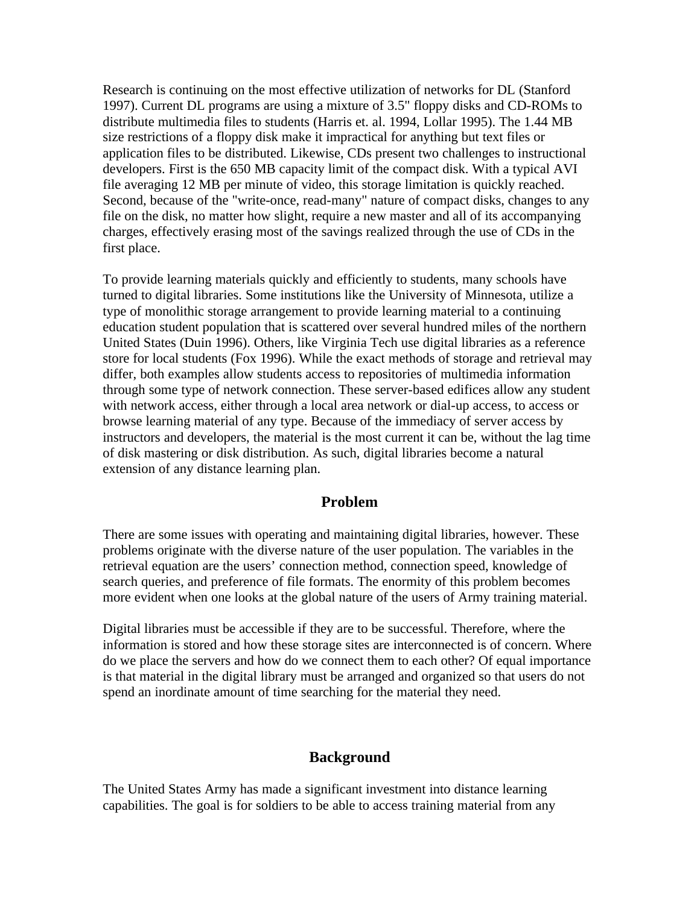Research is continuing on the most effective utilization of networks for DL (Stanford 1997). Current DL programs are using a mixture of 3.5" floppy disks and CD-ROMs to distribute multimedia files to students (Harris et. al. 1994, Lollar 1995). The 1.44 MB size restrictions of a floppy disk make it impractical for anything but text files or application files to be distributed. Likewise, CDs present two challenges to instructional developers. First is the 650 MB capacity limit of the compact disk. With a typical AVI file averaging 12 MB per minute of video, this storage limitation is quickly reached. Second, because of the "write-once, read-many" nature of compact disks, changes to any file on the disk, no matter how slight, require a new master and all of its accompanying charges, effectively erasing most of the savings realized through the use of CDs in the first place.

To provide learning materials quickly and efficiently to students, many schools have turned to digital libraries. Some institutions like the University of Minnesota, utilize a type of monolithic storage arrangement to provide learning material to a continuing education student population that is scattered over several hundred miles of the northern United States (Duin 1996). Others, like Virginia Tech use digital libraries as a reference store for local students (Fox 1996). While the exact methods of storage and retrieval may differ, both examples allow students access to repositories of multimedia information through some type of network connection. These server-based edifices allow any student with network access, either through a local area network or dial-up access, to access or browse learning material of any type. Because of the immediacy of server access by instructors and developers, the material is the most current it can be, without the lag time of disk mastering or disk distribution. As such, digital libraries become a natural extension of any distance learning plan.

## Problem

There are some issues with operating and maintaining digital libraries, however. These problems originate with the diverse nature of the user population. The variables in the retrieval equation are the users' connection method, connection speed, knowledge of search queries, and preference of file formats. The enormity of this problem becomes more evident when one looks at the global nature of the users of Army training material.

Digital libraries must be accessible if they are to be successful. Therefore, where the information is stored and how these storage sites are interconnected is of concern. Where do we place the servers and how do we connect them to each other? Of equal importance is that material in the digital library must be arranged and organized so that users do not spend an inordinate amount of time searching for the material they need.

## Background

The United States Army has made a significant investment into distance learning capabilities. The goal is for soldiers to be able to access training material from any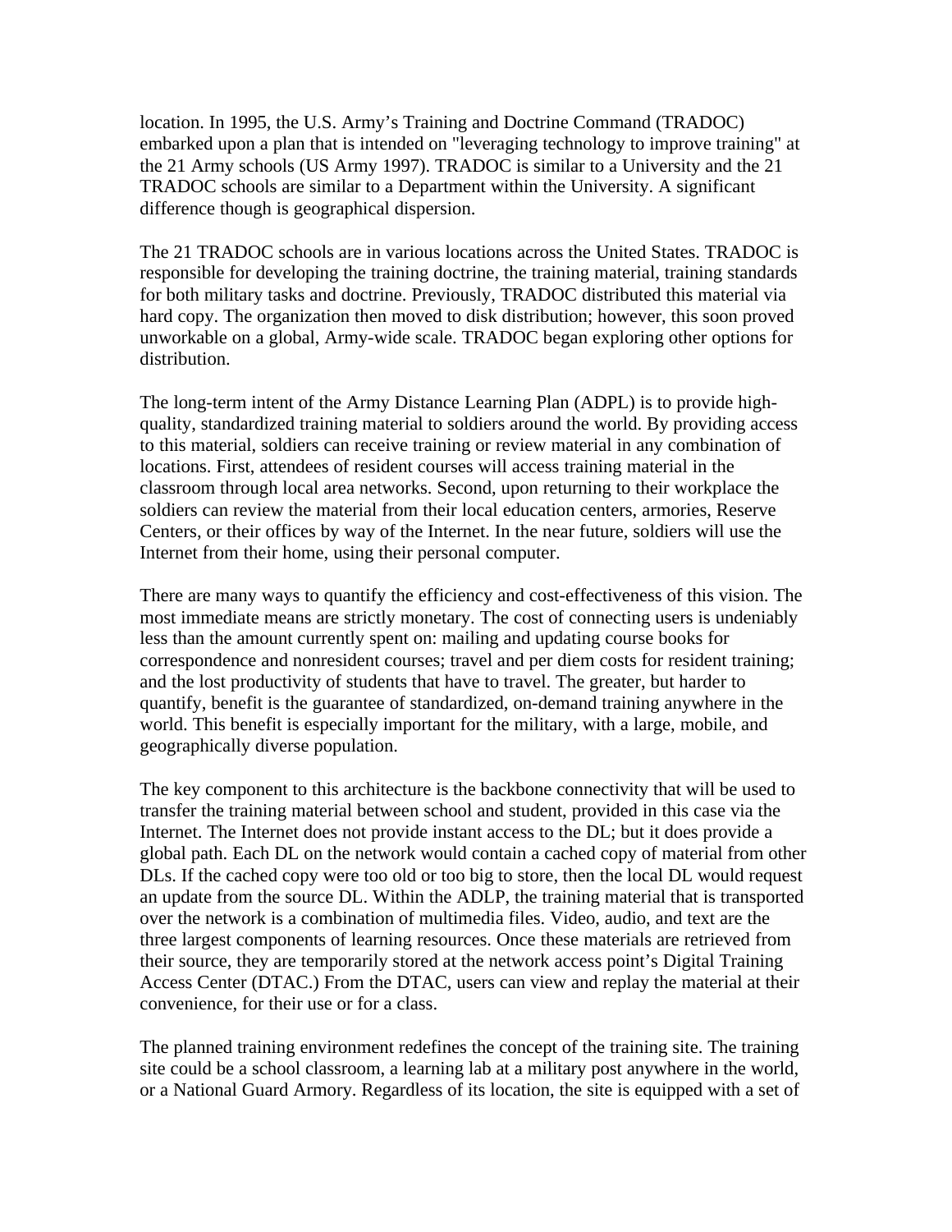location. In 1995, the U.S. Army's Training and Doctrine Command (TRADOC) embarked upon a plan that is intended on "leveraging technology to improve training" at the 21 Army schools (US Army 1997). TRADOC is similar to a University and the 21 TRADOC schools are similar to a Department within the University. A significant difference though is geographical dispersion.

The 21 TRADOC schools are in various locations across the United States. TRADOC is responsible for developing the training doctrine, the training material, training standards for both military tasks and doctrine. Previously, TRADOC distributed this material via hard copy. The organization then moved to disk distribution; however, this soon proved unworkable on a global, Army-wide scale. TRADOC began exploring other options for distribution.

The long-term intent of the Army Distance Learning Plan (ADPL) is to provide high-quality, standardized training material to soldiers around the world. By providing access to this material, soldiers can receive training or review material in any combination of locations. First, attendees of resident courses will access training material in the classroom through local area networks. Second, upon returning to their workplace the soldiers can review the material from their local education centers, armories, Reserve Centers, or their offices by way of the Internet. In the near future, soldiers will use the Internet from their home, using their personal computer.

There are many ways to quantify the efficiency and cost-effectiveness of this vision. The most immediate means are strictly monetary. The cost of connecting users is undeniably less than the amount currently spent on: mailing and updating course books for correspondence and nonresident courses; travel and per diem costs for resident training; and the lost productivity of students that have to travel. The greater, but harder to quantify, benefit is the guarantee of standardized, on-demand training anywhere in the world. This benefit is especially important for the military, with a large, mobile, and geographically diverse population.

The key component to this architecture is the backbone connectivity that will be used to transfer the training material between school and student, provided in this case via the Internet. The Internet does not provide instant access to the DL; but it does provide a global path. Each DL on the network would contain a cached copy of material from other DLs. If the cached copy were too old or too big to store, then the local DL would request an update from the source DL. Within the ADLP, the training material that is transported over the network is a combination of multimedia files. Video, audio, and text are the three largest components of learning resources. Once these materials are retrieved from their source, they are temporarily stored at the network access point's Digital Training Access Center (DTAC.) From the DTAC, users can view and replay the material at their convenience, for their use or for a class.

The planned training environment redefines the concept of the training site. The training site could be a school classroom, a learning lab at a military post anywhere in the world, or a National Guard Armory. Regardless of its location, the site is equipped with a set of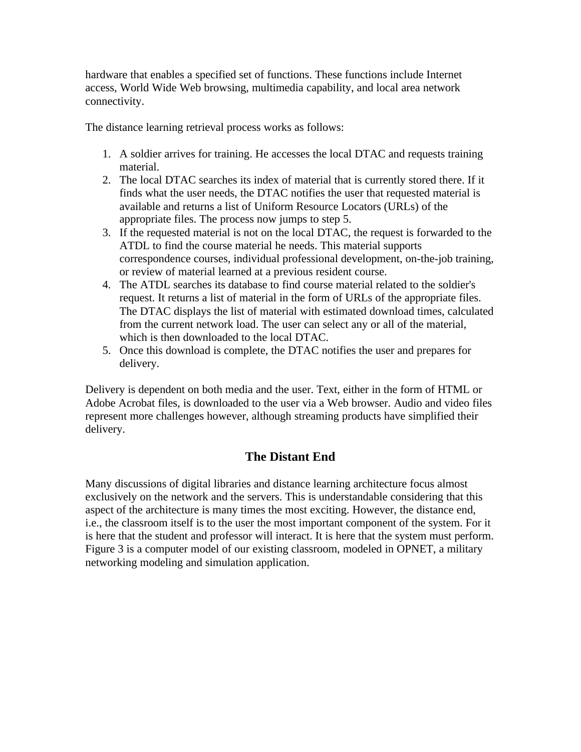hardware that enables a specified set of functions. These functions include Internet access, World Wide Web browsing, multimedia capability, and local area network connectivity.

The distance learning retrieval process works as follows:

1. A soldier arrives for training. He accesses the local DTAC and requests training material.
2. The local DTAC searches its index of material that is currently stored there. If it finds what the user needs, the DTAC notifies the user that requested material is available and returns a list of Uniform Resource Locators (URLs) of the appropriate files. The process now jumps to step 5.
3. If the requested material is not on the local DTAC, the request is forwarded to the ATDL to find the course material he needs. This material supports correspondence courses, individual professional development, on-the-job training, or review of material learned at a previous resident course.
4. The ATDL searches its database to find course material related to the soldier's request. It returns a list of material in the form of URLs of the appropriate files. The DTAC displays the list of material with estimated download times, calculated from the current network load. The user can select any or all of the material, which is then downloaded to the local DTAC.
5. Once this download is complete, the DTAC notifies the user and prepares for delivery.

Delivery is dependent on both media and the user. Text, either in the form of HTML or Adobe Acrobat files, is downloaded to the user via a Web browser. Audio and video files represent more challenges however, although streaming products have simplified their delivery.

## The Distant End

Many discussions of digital libraries and distance learning architecture focus almost exclusively on the network and the servers. This is understandable considering that this aspect of the architecture is many times the most exciting. However, the distance end, i.e., the classroom itself is to the user the most important component of the system. For it is here that the student and professor will interact. It is here that the system must perform. Figure 3 is a computer model of our existing classroom, modeled in OPNET, a military networking modeling and simulation application.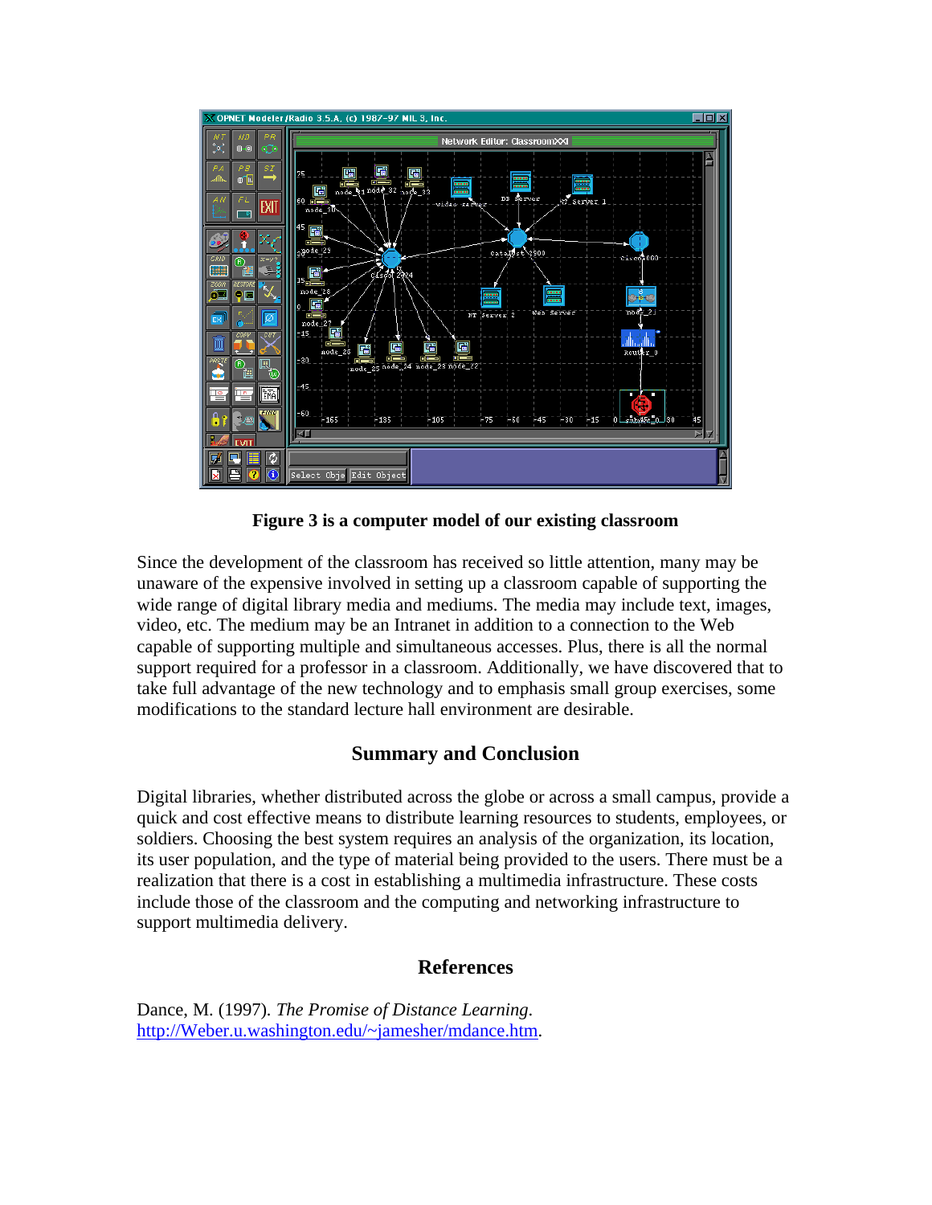**Figure 3 is a computer model of our existing classroom**

Since the development of the classroom has received so little attention, many may be unaware of the expensive involved in setting up a classroom capable of supporting the wide range of digital library media and mediums. The media may include text, images, video, etc. The medium may be an Intranet in addition to a connection to the Web capable of supporting multiple and simultaneous accesses. Plus, there is all the normal support required for a professor in a classroom. Additionally, we have discovered that to take full advantage of the new technology and to emphasis small group exercises, some modifications to the standard lecture hall environment are desirable.

## Summary and Conclusion

Digital libraries, whether distributed across the globe or across a small campus, provide a quick and cost effective means to distribute learning resources to students, employees, or soldiers. Choosing the best system requires an analysis of the organization, its location, its user population, and the type of material being provided to the users. There must be a realization that there is a cost in establishing a multimedia infrastructure. These costs include those of the classroom and the computing and networking infrastructure to support multimedia delivery.

## References

Dance, M. (1997). *The Promise of Distance Learning*. http://Weber.u.washington.edu/~jamesher/mdance.htm.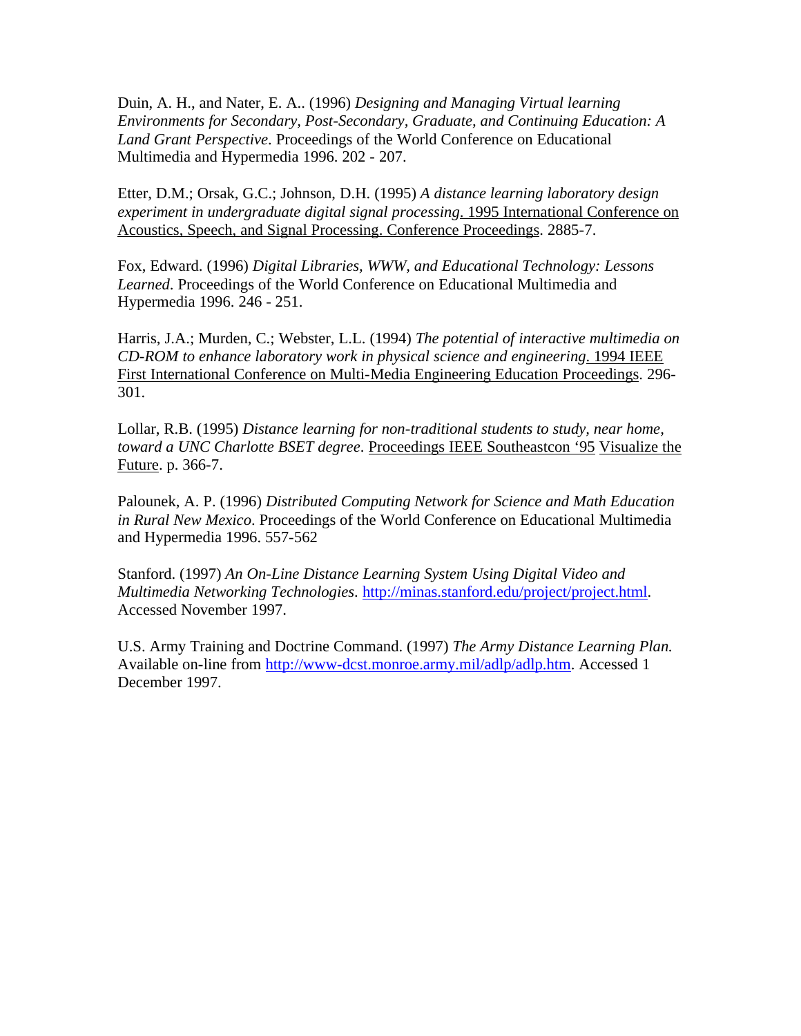Duin, A. H., and Nater, E. A.. (1996) *Designing and Managing Virtual learning Environments for Secondary, Post-Secondary, Graduate, and Continuing Education: A Land Grant Perspective*. Proceedings of the World Conference on Educational Multimedia and Hypermedia 1996. 202 - 207.

Etter, D.M.; Orsak, G.C.; Johnson, D.H. (1995) *A distance learning laboratory design experiment in undergraduate digital signal processing*. 1995 International Conference on Acoustics, Speech, and Signal Processing. Conference Proceedings. 2885-7.

Fox, Edward. (1996) *Digital Libraries, WWW, and Educational Technology: Lessons Learned*. Proceedings of the World Conference on Educational Multimedia and Hypermedia 1996. 246 - 251.

Harris, J.A.; Murden, C.; Webster, L.L. (1994) *The potential of interactive multimedia on CD-ROM to enhance laboratory work in physical science and engineering*. 1994 IEEE First International Conference on Multi-Media Engineering Education Proceedings. 296-301.

Lollar, R.B. (1995) *Distance learning for non-traditional students to study, near home, toward a UNC Charlotte BSET degree*. Proceedings IEEE Southeastcon '95 Visualize the Future. p. 366-7.

Palounek, A. P. (1996) *Distributed Computing Network for Science and Math Education in Rural New Mexico*. Proceedings of the World Conference on Educational Multimedia and Hypermedia 1996. 557-562

Stanford. (1997) *An On-Line Distance Learning System Using Digital Video and Multimedia Networking Technologies*. http://minas.stanford.edu/project/project.html. Accessed November 1997.

U.S. Army Training and Doctrine Command. (1997) *The Army Distance Learning Plan.* Available on-line from http://www-dcst.monroe.army.mil/adlp/adlp.htm. Accessed 1 December 1997.